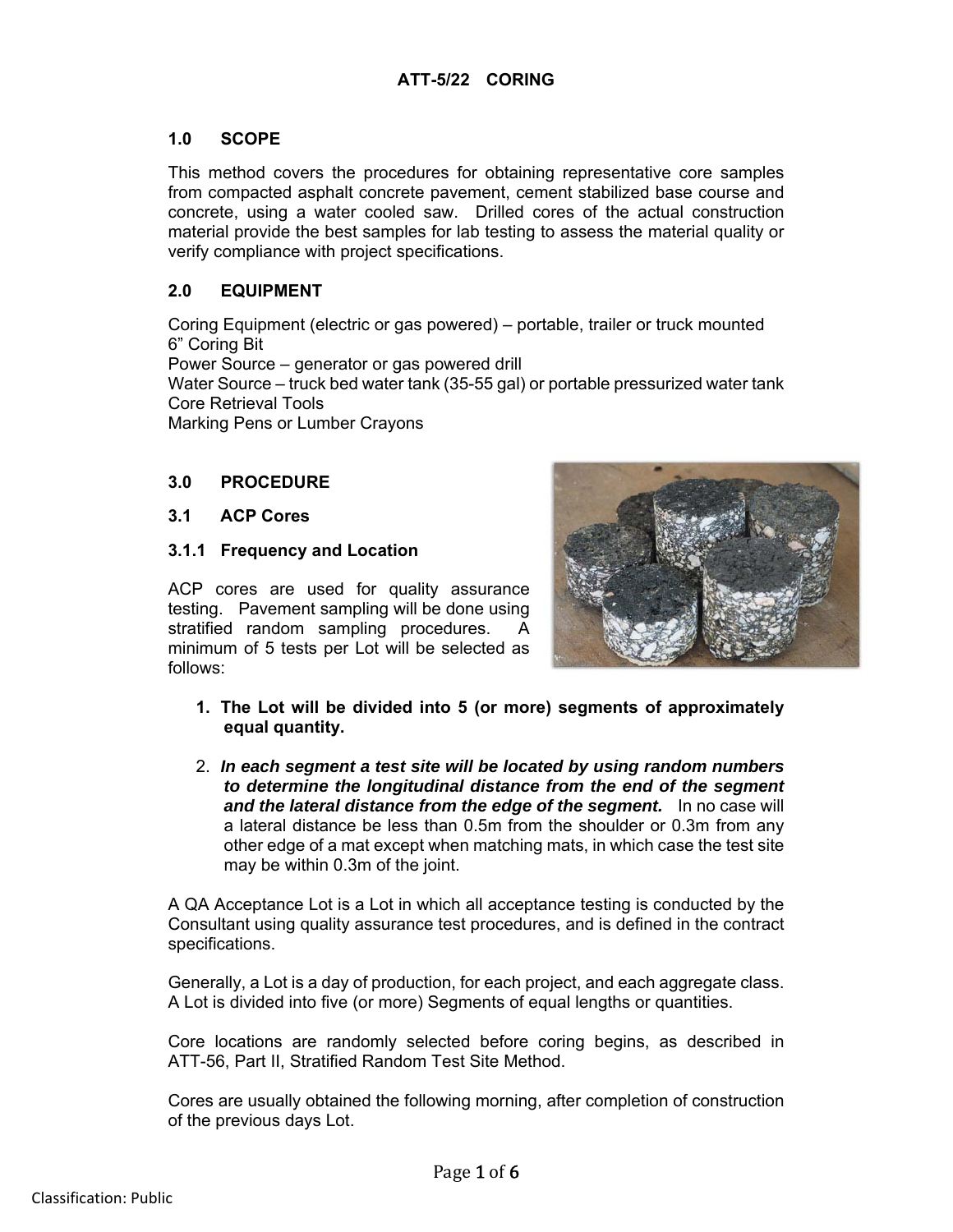# ATT-5/22 CORING

## 1.0 SCOPE

This method covers the procedures for obtaining representative core samples from compacted asphalt concrete pavement, cement stabilized base course and concrete, using a water cooled saw. Drilled cores of the actual construction material provide the best samples for lab testing to assess the material quality or verify compliance with project specifications.

## 2.0 EQUIPMENT

Coring Equipment (electric or gas powered) – portable, trailer or truck mounted
6" Coring Bit
Power Source – generator or gas powered drill
Water Source – truck bed water tank (35-55 gal) or portable pressurized water tank
Core Retrieval Tools
Marking Pens or Lumber Crayons

## 3.0 PROCEDURE

### 3.1 ACP Cores

#### 3.1.1 Frequency and Location

ACP cores are used for quality assurance testing. Pavement sampling will be done using stratified random sampling procedures. A minimum of 5 tests per Lot will be selected as follows:

1. **The Lot will be divided into 5 (or more) segments of approximately equal quantity.**

2. ***In each segment a test site will be located by using random numbers to determine the longitudinal distance from the end of the segment and the lateral distance from the edge of the segment.*** In no case will a lateral distance be less than 0.5m from the shoulder or 0.3m from any other edge of a mat except when matching mats, in which case the test site may be within 0.3m of the joint.

A QA Acceptance Lot is a Lot in which all acceptance testing is conducted by the Consultant using quality assurance test procedures, and is defined in the contract specifications.

Generally, a Lot is a day of production, for each project, and each aggregate class. A Lot is divided into five (or more) Segments of equal lengths or quantities.

Core locations are randomly selected before coring begins, as described in ATT-56, Part II, Stratified Random Test Site Method.

Cores are usually obtained the following morning, after completion of construction of the previous days Lot.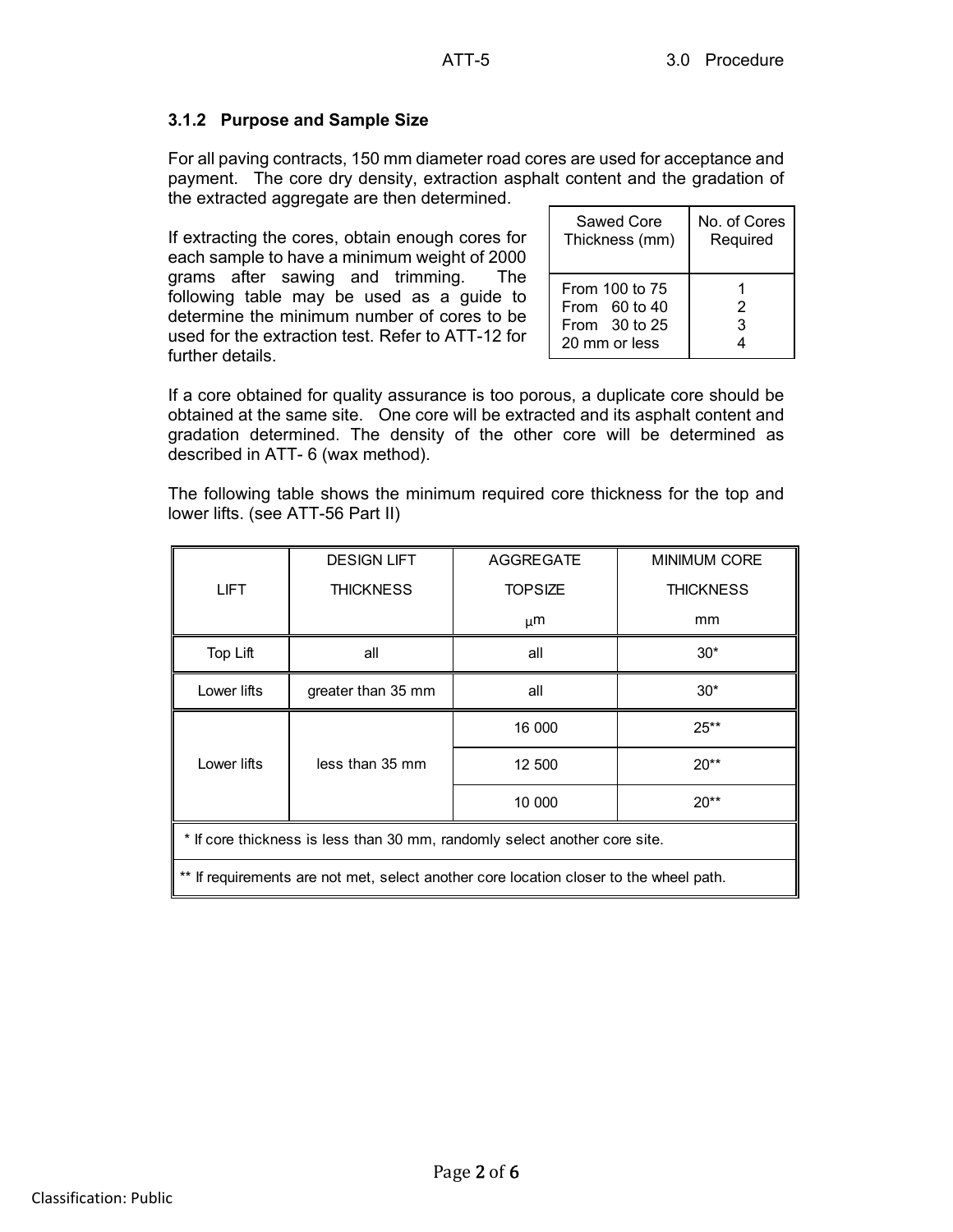### 3.1.2 Purpose and Sample Size

For all paving contracts, 150 mm diameter road cores are used for acceptance and payment. The core dry density, extraction asphalt content and the gradation of the extracted aggregate are then determined.

If extracting the cores, obtain enough cores for each sample to have a minimum weight of 2000 grams after sawing and trimming. The following table may be used as a guide to determine the minimum number of cores to be used for the extraction test. Refer to ATT-12 for further details.

| Sawed Core Thickness (mm) | No. of Cores Required |
|---|---|
| From 100 to 75 | 1 |
| From 60 to 40 | 2 |
| From 30 to 25 | 3 |
| 20 mm or less | 4 |

If a core obtained for quality assurance is too porous, a duplicate core should be obtained at the same site. One core will be extracted and its asphalt content and gradation determined. The density of the other core will be determined as described in ATT- 6 (wax method).

The following table shows the minimum required core thickness for the top and lower lifts. (see ATT-56 Part II)

| LIFT | DESIGN LIFT THICKNESS | AGGREGATE TOPSIZE μm | MINIMUM CORE THICKNESS mm |
|---|---|---|---|
| Top Lift | all | all | 30* |
| Lower lifts | greater than 35 mm | all | 30* |
| Lower lifts | less than 35 mm | 16 000 | 25** |
| | | 12 500 | 20** |
| | | 10 000 | 20** |

\* If core thickness is less than 30 mm, randomly select another core site.

** If requirements are not met, select another core location closer to the wheel path.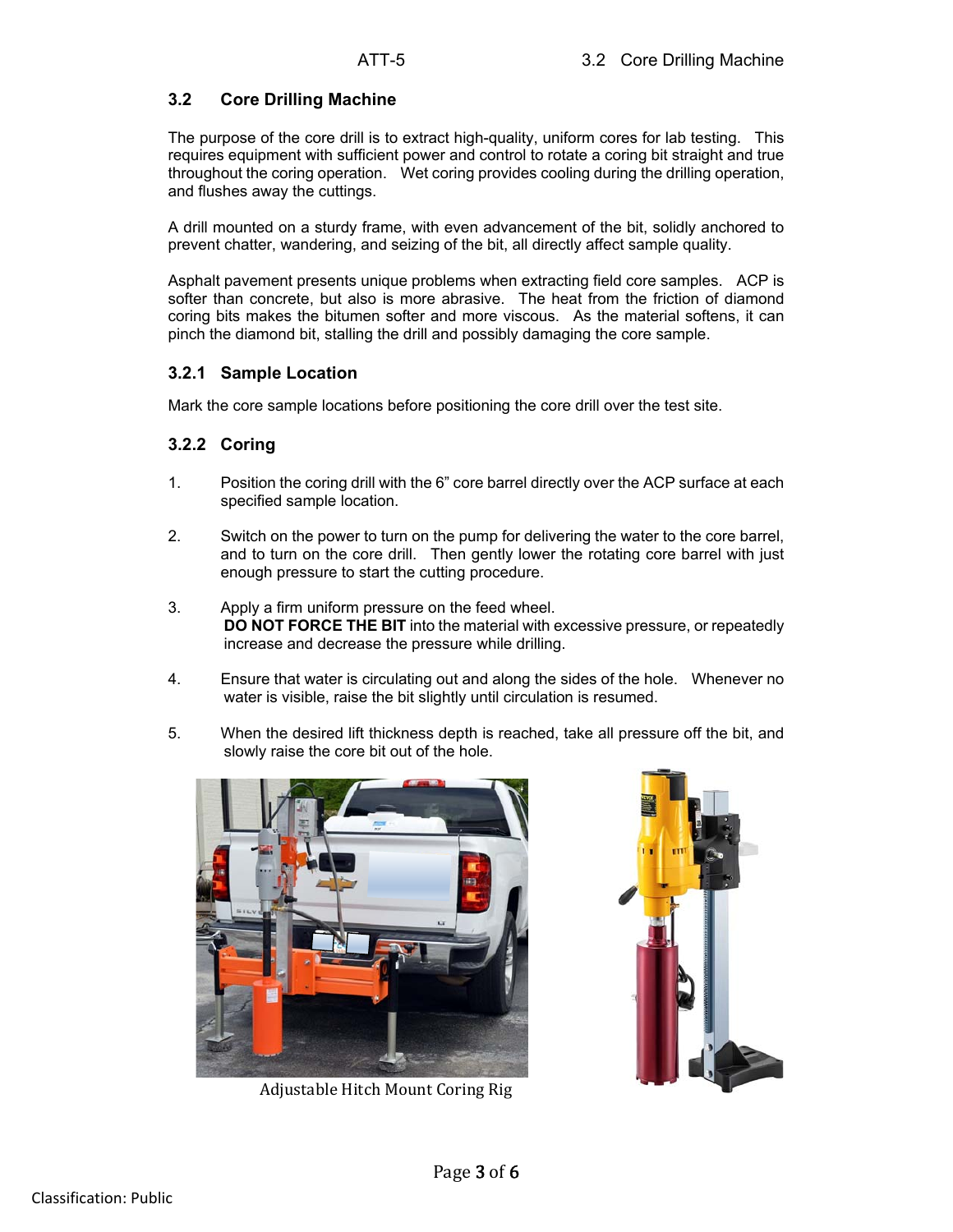## 3.2 Core Drilling Machine

The purpose of the core drill is to extract high-quality, uniform cores for lab testing. This requires equipment with sufficient power and control to rotate a coring bit straight and true throughout the coring operation. Wet coring provides cooling during the drilling operation, and flushes away the cuttings.

A drill mounted on a sturdy frame, with even advancement of the bit, solidly anchored to prevent chatter, wandering, and seizing of the bit, all directly affect sample quality.

Asphalt pavement presents unique problems when extracting field core samples. ACP is softer than concrete, but also is more abrasive. The heat from the friction of diamond coring bits makes the bitumen softer and more viscous. As the material softens, it can pinch the diamond bit, stalling the drill and possibly damaging the core sample.

### 3.2.1 Sample Location

Mark the core sample locations before positioning the core drill over the test site.

### 3.2.2 Coring

1. Position the coring drill with the 6" core barrel directly over the ACP surface at each specified sample location.

2. Switch on the power to turn on the pump for delivering the water to the core barrel, and to turn on the core drill. Then gently lower the rotating core barrel with just enough pressure to start the cutting procedure.

3. Apply a firm uniform pressure on the feed wheel.
   **DO NOT FORCE THE BIT** into the material with excessive pressure, or repeatedly increase and decrease the pressure while drilling.

4. Ensure that water is circulating out and along the sides of the hole. Whenever no water is visible, raise the bit slightly until circulation is resumed.

5. When the desired lift thickness depth is reached, take all pressure off the bit, and slowly raise the core bit out of the hole.

Adjustable Hitch Mount Coring Rig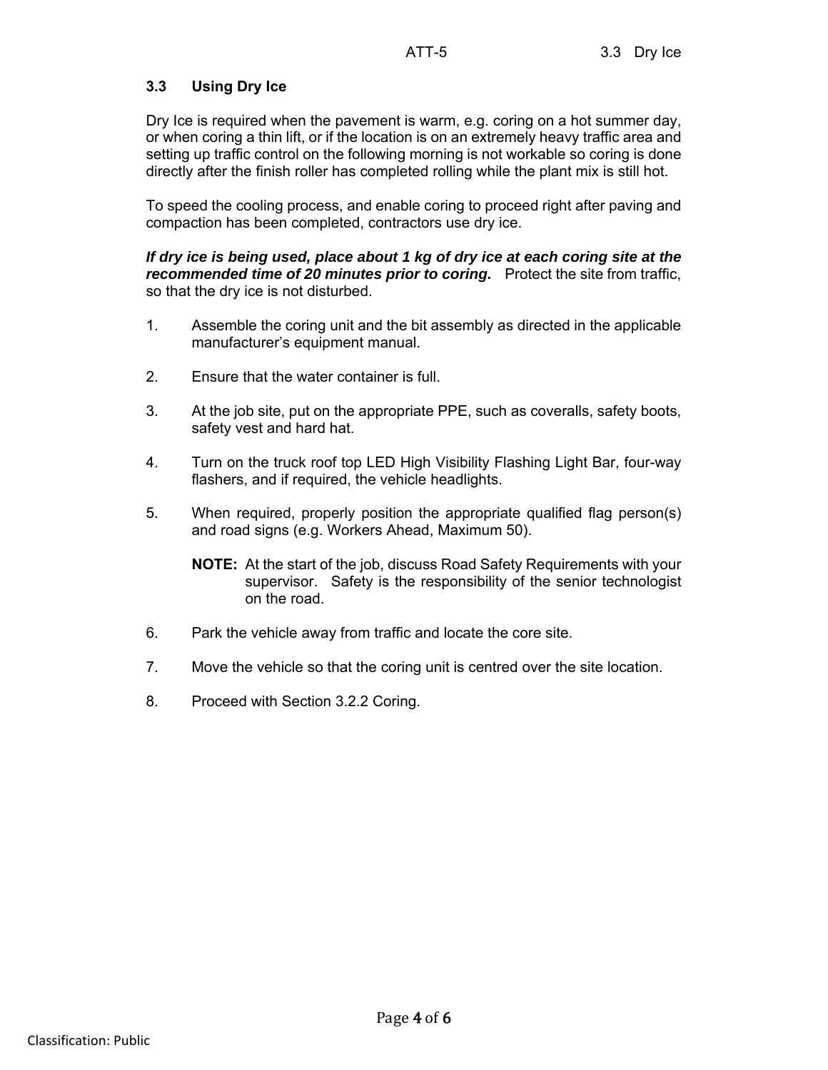### 3.3 Using Dry Ice

Dry Ice is required when the pavement is warm, e.g. coring on a hot summer day, or when coring a thin lift, or if the location is on an extremely heavy traffic area and setting up traffic control on the following morning is not workable so coring is done directly after the finish roller has completed rolling while the plant mix is still hot.

To speed the cooling process, and enable coring to proceed right after paving and compaction has been completed, contractors use dry ice.

***If dry ice is being used, place about 1 kg of dry ice at each coring site at the recommended time of 20 minutes prior to coring.*** Protect the site from traffic, so that the dry ice is not disturbed.

1. Assemble the coring unit and the bit assembly as directed in the applicable manufacturer's equipment manual.

2. Ensure that the water container is full.

3. At the job site, put on the appropriate PPE, such as coveralls, safety boots, safety vest and hard hat.

4. Turn on the truck roof top LED High Visibility Flashing Light Bar, four-way flashers, and if required, the vehicle headlights.

5. When required, properly position the appropriate qualified flag person(s) and road signs (e.g. Workers Ahead, Maximum 50).

   **NOTE:** At the start of the job, discuss Road Safety Requirements with your supervisor. Safety is the responsibility of the senior technologist on the road.

6. Park the vehicle away from traffic and locate the core site.

7. Move the vehicle so that the coring unit is centred over the site location.

8. Proceed with Section 3.2.2 Coring.

Classification: Public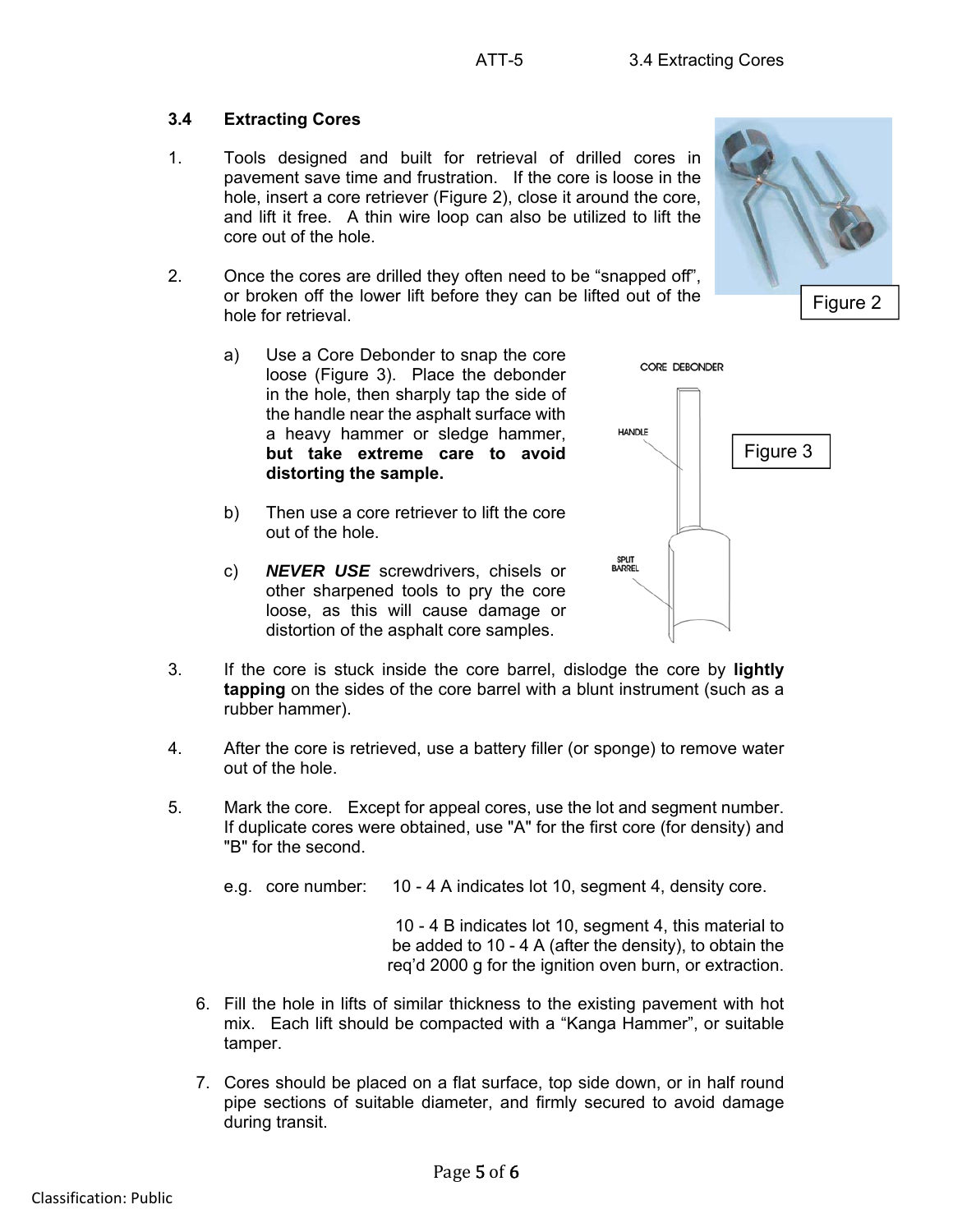### 3.4 Extracting Cores

1. Tools designed and built for retrieval of drilled cores in pavement save time and frustration. If the core is loose in the hole, insert a core retriever (Figure 2), close it around the core, and lift it free. A thin wire loop can also be utilized to lift the core out of the hole.

Figure 2

2. Once the cores are drilled they often need to be "snapped off", or broken off the lower lift before they can be lifted out of the hole for retrieval.

   a) Use a Core Debonder to snap the core loose (Figure 3). Place the debonder in the hole, then sharply tap the side of the handle near the asphalt surface with a heavy hammer or sledge hammer, **but take extreme care to avoid distorting the sample.**

   b) Then use a core retriever to lift the core out of the hole.

   c) ***NEVER USE*** screwdrivers, chisels or other sharpened tools to pry the core loose, as this will cause damage or distortion of the asphalt core samples.

CORE DEBONDER

HANDLE

SPLIT BARREL

Figure 3

3. If the core is stuck inside the core barrel, dislodge the core by **lightly tapping** on the sides of the core barrel with a blunt instrument (such as a rubber hammer).

4. After the core is retrieved, use a battery filler (or sponge) to remove water out of the hole.

5. Mark the core. Except for appeal cores, use the lot and segment number. If duplicate cores were obtained, use "A" for the first core (for density) and "B" for the second.

   e.g. core number: 10 - 4 A indicates lot 10, segment 4, density core.

   10 - 4 B indicates lot 10, segment 4, this material to be added to 10 - 4 A (after the density), to obtain the req'd 2000 g for the ignition oven burn, or extraction.

6. Fill the hole in lifts of similar thickness to the existing pavement with hot mix. Each lift should be compacted with a "Kanga Hammer", or suitable tamper.

7. Cores should be placed on a flat surface, top side down, or in half round pipe sections of suitable diameter, and firmly secured to avoid damage during transit.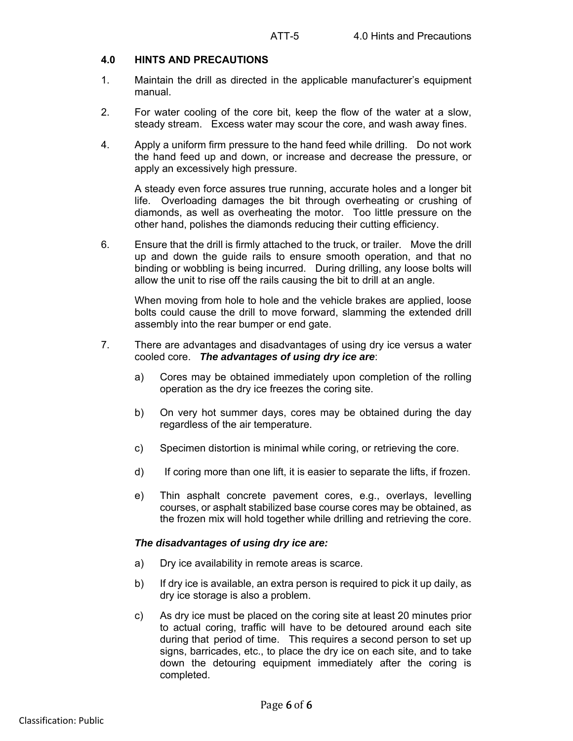## 4.0 HINTS AND PRECAUTIONS

1. Maintain the drill as directed in the applicable manufacturer's equipment manual.

2. For water cooling of the core bit, keep the flow of the water at a slow, steady stream. Excess water may scour the core, and wash away fines.

4. Apply a uniform firm pressure to the hand feed while drilling. Do not work the hand feed up and down, or increase and decrease the pressure, or apply an excessively high pressure.

   A steady even force assures true running, accurate holes and a longer bit life. Overloading damages the bit through overheating or crushing of diamonds, as well as overheating the motor. Too little pressure on the other hand, polishes the diamonds reducing their cutting efficiency.

6. Ensure that the drill is firmly attached to the truck, or trailer. Move the drill up and down the guide rails to ensure smooth operation, and that no binding or wobbling is being incurred. During drilling, any loose bolts will allow the unit to rise off the rails causing the bit to drill at an angle.

   When moving from hole to hole and the vehicle brakes are applied, loose bolts could cause the drill to move forward, slamming the extended drill assembly into the rear bumper or end gate.

7. There are advantages and disadvantages of using dry ice versus a water cooled core. ***The advantages of using dry ice are***:

   a) Cores may be obtained immediately upon completion of the rolling operation as the dry ice freezes the coring site.

   b) On very hot summer days, cores may be obtained during the day regardless of the air temperature.

   c) Specimen distortion is minimal while coring, or retrieving the core.

   d) If coring more than one lift, it is easier to separate the lifts, if frozen.

   e) Thin asphalt concrete pavement cores, e.g., overlays, levelling courses, or asphalt stabilized base course cores may be obtained, as the frozen mix will hold together while drilling and retrieving the core.

   ***The disadvantages of using dry ice are:***

   a) Dry ice availability in remote areas is scarce.

   b) If dry ice is available, an extra person is required to pick it up daily, as dry ice storage is also a problem.

   c) As dry ice must be placed on the coring site at least 20 minutes prior to actual coring, traffic will have to be detoured around each site during that period of time. This requires a second person to set up signs, barricades, etc., to place the dry ice on each site, and to take down the detouring equipment immediately after the coring is completed.